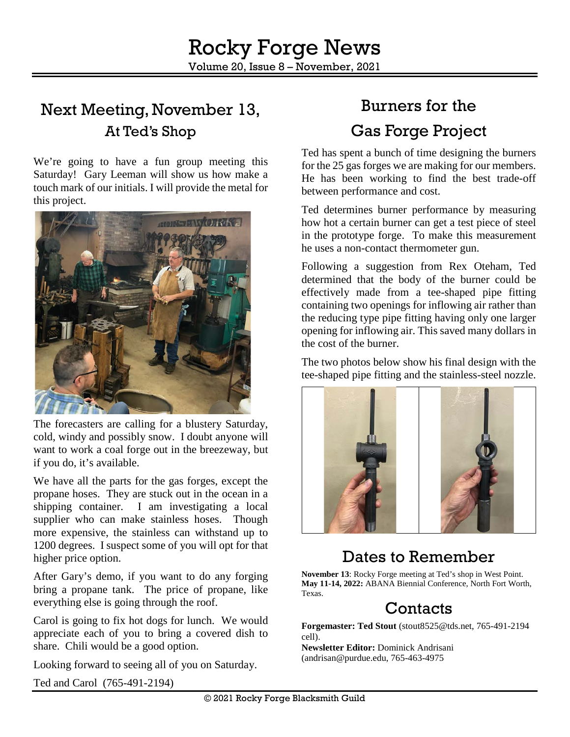# Rocky Forge News

Volume 20, Issue 8 – November, 2021

## Next Meeting, November 13, At Ted's Shop

We're going to have a fun group meeting this Saturday! Gary Leeman will show us how make a touch mark of our initials. I will provide the metal for this project.

The forecasters are calling for a blustery Saturday, cold, windy and possibly snow. I doubt anyone will want to work a coal forge out in the breezeway, but if you do, it's available.

We have all the parts for the gas forges, except the propane hoses. They are stuck out in the ocean in a shipping container. I am investigating a local supplier who can make stainless hoses. Though more expensive, the stainless can withstand up to 1200 degrees. I suspect some of you will opt for that higher price option.

After Gary's demo, if you want to do any forging bring a propane tank. The price of propane, like everything else is going through the roof.

Carol is going to fix hot dogs for lunch. We would appreciate each of you to bring a covered dish to share. Chili would be a good option.

Looking forward to seeing all of you on Saturday.

Ted and Carol (765-491-2194)

## Burners for the Gas Forge Project

Ted has spent a bunch of time designing the burners for the 25 gas forges we are making for our members. He has been working to find the best trade-off between performance and cost.

Ted determines burner performance by measuring how hot a certain burner can get a test piece of steel in the prototype forge. To make this measurement he uses a non-contact thermometer gun.

Following a suggestion from Rex Oteham, Ted determined that the body of the burner could be effectively made from a tee-shaped pipe fitting containing two openings for inflowing air rather than the reducing type pipe fitting having only one larger opening for inflowing air. This saved many dollars in the cost of the burner.

The two photos below show his final design with the tee-shaped pipe fitting and the stainless-steel nozzle.

## Dates to Remember

**November 13**: Rocky Forge meeting at Ted's shop in West Point.
**May 11-14, 2022:** ABANA Biennial Conference, North Fort Worth, Texas.

## Contacts

**Forgemaster: Ted Stout** (stout8525@tds.net, 765-491-2194 cell).
**Newsletter Editor:** Dominick Andrisani (andrisan@purdue.edu, 765-463-4975

© 2021 Rocky Forge Blacksmith Guild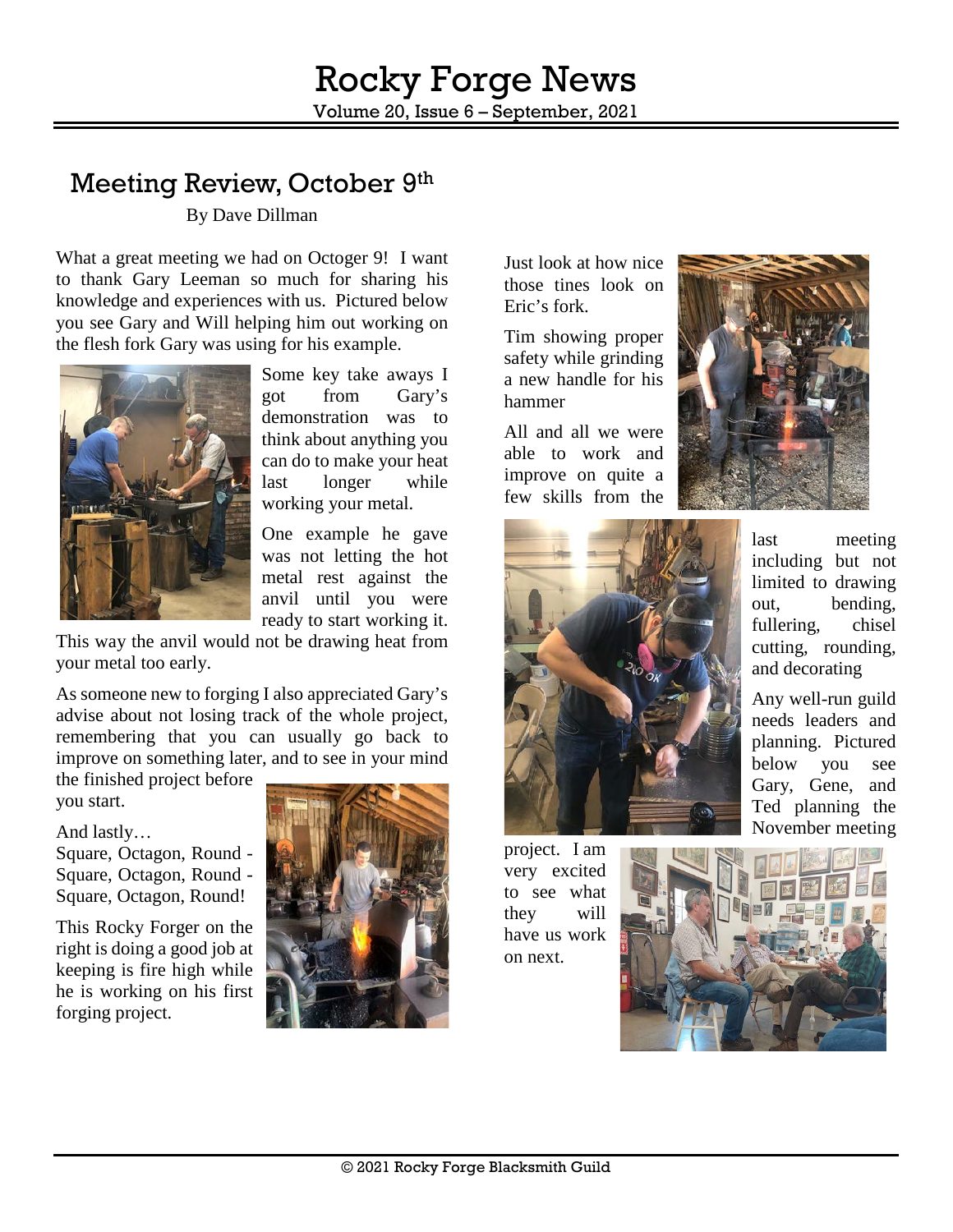# Rocky Forge News

Volume 20, Issue 6 – September, 2021

## Meeting Review, October 9th

By Dave Dillman

What a great meeting we had on Octoger 9! I want to thank Gary Leeman so much for sharing his knowledge and experiences with us. Pictured below you see Gary and Will helping him out working on the flesh fork Gary was using for his example.

Some key take aways I got from Gary's demonstration was to think about anything you can do to make your heat last longer while working your metal.

One example he gave was not letting the hot metal rest against the anvil until you were ready to start working it. This way the anvil would not be drawing heat from your metal too early.

As someone new to forging I also appreciated Gary's advise about not losing track of the whole project, remembering that you can usually go back to improve on something later, and to see in your mind the finished project before you start.

And lastly…
Square, Octagon, Round -
Square, Octagon, Round -
Square, Octagon, Round!

This Rocky Forger on the right is doing a good job at keeping is fire high while he is working on his first forging project.

Just look at how nice those tines look on Eric's fork.

Tim showing proper safety while grinding a new handle for his hammer

All and all we were able to work and improve on quite a few skills from the last meeting including but not limited to drawing out, bending, fullering, chisel cutting, rounding, and decorating project. I am very excited to see what they will have us work on next.

Any well-run guild needs leaders and planning. Pictured below you see Gary, Gene, and Ted planning the November meeting

© 2021 Rocky Forge Blacksmith Guild